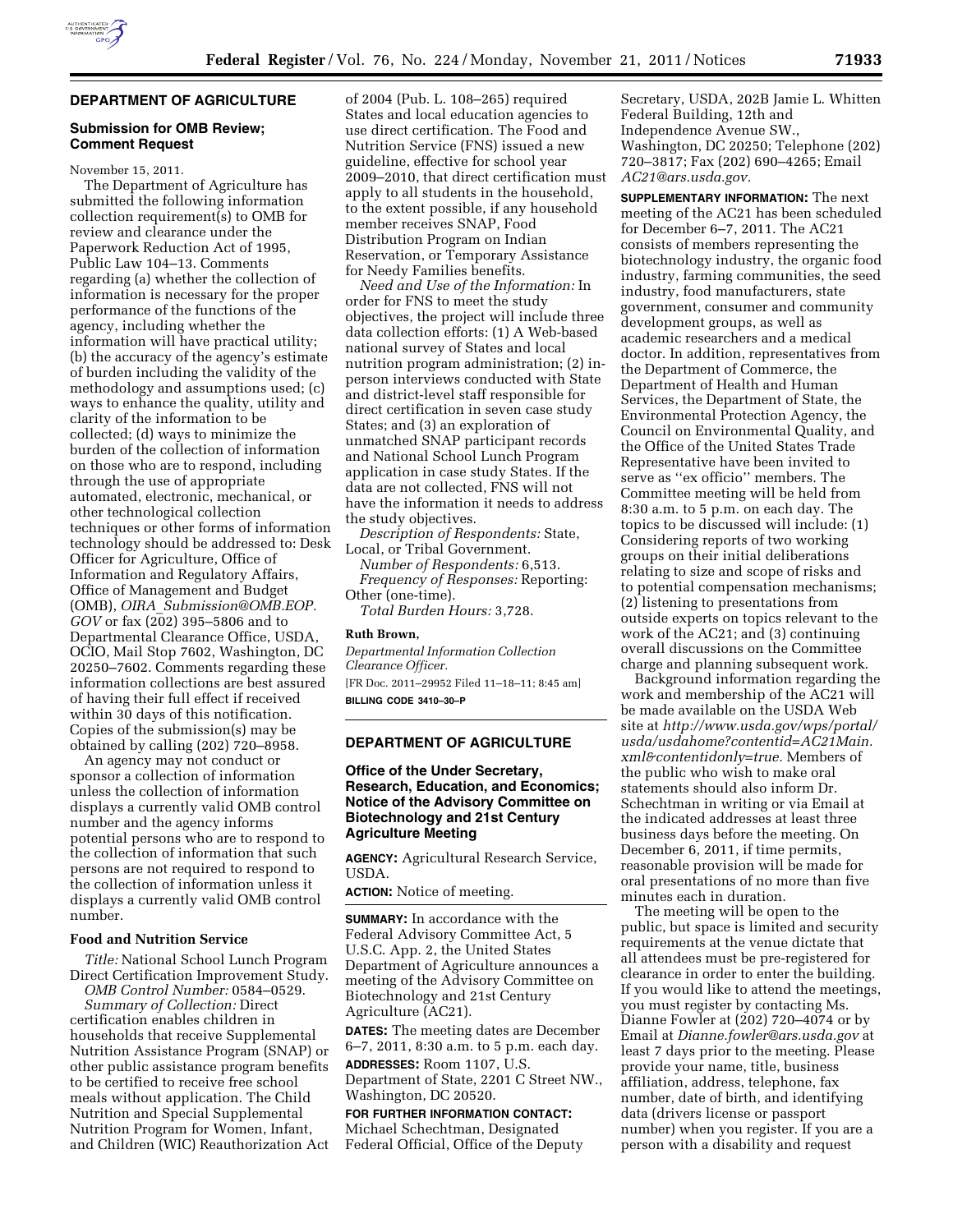## DEPARTMENT OF AGRICULTURE

### Submission for OMB Review; Comment Request

November 15, 2011.

The Department of Agriculture has submitted the following information collection requirement(s) to OMB for review and clearance under the Paperwork Reduction Act of 1995, Public Law 104–13. Comments regarding (a) whether the collection of information is necessary for the proper performance of the functions of the agency, including whether the information will have practical utility; (b) the accuracy of the agency's estimate of burden including the validity of the methodology and assumptions used; (c) ways to enhance the quality, utility and clarity of the information to be collected; (d) ways to minimize the burden of the collection of information on those who are to respond, including through the use of appropriate automated, electronic, mechanical, or other technological collection techniques or other forms of information technology should be addressed to: Desk Officer for Agriculture, Office of Information and Regulatory Affairs, Office of Management and Budget (OMB), *OIRA_Submission@OMB.EOP.GOV* or fax (202) 395–5806 and to Departmental Clearance Office, USDA, OCIO, Mail Stop 7602, Washington, DC 20250–7602. Comments regarding these information collections are best assured of having their full effect if received within 30 days of this notification. Copies of the submission(s) may be obtained by calling (202) 720–8958.

An agency may not conduct or sponsor a collection of information unless the collection of information displays a currently valid OMB control number and the agency informs potential persons who are to respond to the collection of information that such persons are not required to respond to the collection of information unless it displays a currently valid OMB control number.

#### Food and Nutrition Service

*Title:* National School Lunch Program Direct Certification Improvement Study.

*OMB Control Number:* 0584–0529.

*Summary of Collection:* Direct certification enables children in households that receive Supplemental Nutrition Assistance Program (SNAP) or other public assistance program benefits to be certified to receive free school meals without application. The Child Nutrition and Special Supplemental Nutrition Program for Women, Infant, and Children (WIC) Reauthorization Act of 2004 (Pub. L. 108–265) required States and local education agencies to use direct certification. The Food and Nutrition Service (FNS) issued a new guideline, effective for school year 2009–2010, that direct certification must apply to all students in the household, to the extent possible, if any household member receives SNAP, Food Distribution Program on Indian Reservation, or Temporary Assistance for Needy Families benefits.

*Need and Use of the Information:* In order for FNS to meet the study objectives, the project will include three data collection efforts: (1) A Web-based national survey of States and local nutrition program administration; (2) in-person interviews conducted with State and district-level staff responsible for direct certification in seven case study States; and (3) an exploration of unmatched SNAP participant records and National School Lunch Program application in case study States. If the data are not collected, FNS will not have the information it needs to address the study objectives.

*Description of Respondents:* State, Local, or Tribal Government.

*Number of Respondents:* 6,513.

*Frequency of Responses:* Reporting: Other (one-time).

*Total Burden Hours:* 3,728.

**Ruth Brown,**

*Departmental Information Collection Clearance Officer.*

[FR Doc. 2011–29952 Filed 11–18–11; 8:45 am]

**BILLING CODE 3410–30–P**

## DEPARTMENT OF AGRICULTURE

### Office of the Under Secretary, Research, Education, and Economics; Notice of the Advisory Committee on Biotechnology and 21st Century Agriculture Meeting

**AGENCY:** Agricultural Research Service, USDA.

**ACTION:** Notice of meeting.

**SUMMARY:** In accordance with the Federal Advisory Committee Act, 5 U.S.C. App. 2, the United States Department of Agriculture announces a meeting of the Advisory Committee on Biotechnology and 21st Century Agriculture (AC21).

**DATES:** The meeting dates are December 6–7, 2011, 8:30 a.m. to 5 p.m. each day.

**ADDRESSES:** Room 1107, U.S. Department of State, 2201 C Street NW., Washington, DC 20520.

**FOR FURTHER INFORMATION CONTACT:** Michael Schechtman, Designated Federal Official, Office of the Deputy Secretary, USDA, 202B Jamie L. Whitten Federal Building, 12th and Independence Avenue SW., Washington, DC 20250; Telephone (202) 720–3817; Fax (202) 690–4265; Email *AC21@ars.usda.gov.*

**SUPPLEMENTARY INFORMATION:** The next meeting of the AC21 has been scheduled for December 6–7, 2011. The AC21 consists of members representing the biotechnology industry, the organic food industry, farming communities, the seed industry, food manufacturers, state government, consumer and community development groups, as well as academic researchers and a medical doctor. In addition, representatives from the Department of Commerce, the Department of Health and Human Services, the Department of State, the Environmental Protection Agency, the Council on Environmental Quality, and the Office of the United States Trade Representative have been invited to serve as ''ex officio'' members. The Committee meeting will be held from 8:30 a.m. to 5 p.m. on each day. The topics to be discussed will include: (1) Considering reports of two working groups on their initial deliberations relating to size and scope of risks and to potential compensation mechanisms; (2) listening to presentations from outside experts on topics relevant to the work of the AC21; and (3) continuing overall discussions on the Committee charge and planning subsequent work.

Background information regarding the work and membership of the AC21 will be made available on the USDA Web site at *http://www.usda.gov/wps/portal/usda/usdahome?contentid=AC21Main.xml&contentidonly=true.* Members of the public who wish to make oral statements should also inform Dr. Schechtman in writing or via Email at the indicated addresses at least three business days before the meeting. On December 6, 2011, if time permits, reasonable provision will be made for oral presentations of no more than five minutes each in duration.

The meeting will be open to the public, but space is limited and security requirements at the venue dictate that all attendees must be pre-registered for clearance in order to enter the building. If you would like to attend the meetings, you must register by contacting Ms. Dianne Fowler at (202) 720–4074 or by Email at *Dianne.fowler@ars.usda.gov* at least 7 days prior to the meeting. Please provide your name, title, business affiliation, address, telephone, fax number, date of birth, and identifying data (drivers license or passport number) when you register. If you are a person with a disability and request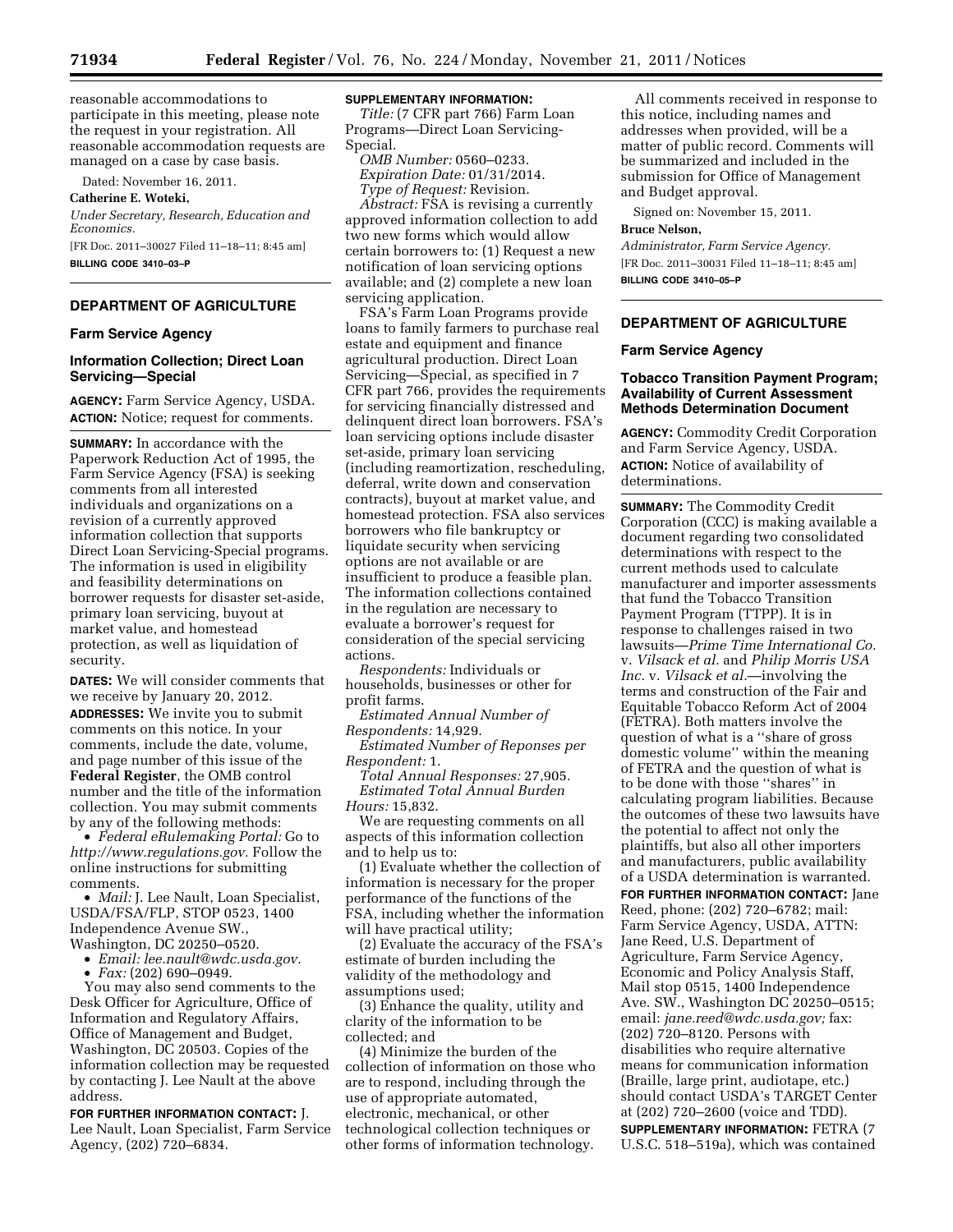reasonable accommodations to participate in this meeting, please note the request in your registration. All reasonable accommodation requests are managed on a case by case basis.

Dated: November 16, 2011.

**Catherine E. Woteki,**

*Under Secretary, Research, Education and Economics.*

[FR Doc. 2011–30027 Filed 11–18–11; 8:45 am]

**BILLING CODE 3410–03–P**

## DEPARTMENT OF AGRICULTURE

### Farm Service Agency

### Information Collection; Direct Loan Servicing—Special

**AGENCY:** Farm Service Agency, USDA.

**ACTION:** Notice; request for comments.

**SUMMARY:** In accordance with the Paperwork Reduction Act of 1995, the Farm Service Agency (FSA) is seeking comments from all interested individuals and organizations on a revision of a currently approved information collection that supports Direct Loan Servicing-Special programs. The information is used in eligibility and feasibility determinations on borrower requests for disaster set-aside, primary loan servicing, buyout at market value, and homestead protection, as well as liquidation of security.

**DATES:** We will consider comments that we receive by January 20, 2012.

**ADDRESSES:** We invite you to submit comments on this notice. In your comments, include the date, volume, and page number of this issue of the **Federal Register**, the OMB control number and the title of the information collection. You may submit comments by any of the following methods:

- *Federal eRulemaking Portal:* Go to *http://www.regulations.gov*. Follow the online instructions for submitting comments.
- *Mail:* J. Lee Nault, Loan Specialist, USDA/FSA/FLP, STOP 0523, 1400 Independence Avenue SW., Washington, DC 20250–0520.
- *Email: lee.nault@wdc.usda.gov.*
- *Fax:* (202) 690–0949.

You may also send comments to the Desk Officer for Agriculture, Office of Information and Regulatory Affairs, Office of Management and Budget, Washington, DC 20503. Copies of the information collection may be requested by contacting J. Lee Nault at the above address.

**FOR FURTHER INFORMATION CONTACT:** J. Lee Nault, Loan Specialist, Farm Service Agency, (202) 720–6834.

**SUPPLEMENTARY INFORMATION:**

*Title:* (7 CFR part 766) Farm Loan Programs—Direct Loan Servicing-Special.

*OMB Number:* 0560–0233.

*Expiration Date:* 01/31/2014.

*Type of Request:* Revision.

*Abstract:* FSA is revising a currently approved information collection to add two new forms which would allow certain borrowers to: (1) Request a new notification of loan servicing options available; and (2) complete a new loan servicing application.

FSA's Farm Loan Programs provide loans to family farmers to purchase real estate and equipment and finance agricultural production. Direct Loan Servicing—Special, as specified in 7 CFR part 766, provides the requirements for servicing financially distressed and delinquent direct loan borrowers. FSA's loan servicing options include disaster set-aside, primary loan servicing (including reamortization, rescheduling, deferral, write down and conservation contracts), buyout at market value, and homestead protection. FSA also services borrowers who file bankruptcy or liquidate security when servicing options are not available or are insufficient to produce a feasible plan. The information collections contained in the regulation are necessary to evaluate a borrower's request for consideration of the special servicing actions.

*Respondents:* Individuals or households, businesses or other for profit farms.

*Estimated Annual Number of Respondents:* 14,929.

*Estimated Number of Reponses per Respondent:* 1.

*Total Annual Responses:* 27,905.

*Estimated Total Annual Burden Hours:* 15,832.

We are requesting comments on all aspects of this information collection and to help us to:

(1) Evaluate whether the collection of information is necessary for the proper performance of the functions of the FSA, including whether the information will have practical utility;

(2) Evaluate the accuracy of the FSA's estimate of burden including the validity of the methodology and assumptions used;

(3) Enhance the quality, utility and clarity of the information to be collected; and

(4) Minimize the burden of the collection of information on those who are to respond, including through the use of appropriate automated, electronic, mechanical, or other technological collection techniques or other forms of information technology.

All comments received in response to this notice, including names and addresses when provided, will be a matter of public record. Comments will be summarized and included in the submission for Office of Management and Budget approval.

Signed on: November 15, 2011.

**Bruce Nelson,**

*Administrator, Farm Service Agency.*

[FR Doc. 2011–30031 Filed 11–18–11; 8:45 am]

**BILLING CODE 3410–05–P**

## DEPARTMENT OF AGRICULTURE

### Farm Service Agency

### Tobacco Transition Payment Program; Availability of Current Assessment Methods Determination Document

**AGENCY:** Commodity Credit Corporation and Farm Service Agency, USDA.

**ACTION:** Notice of availability of determinations.

**SUMMARY:** The Commodity Credit Corporation (CCC) is making available a document regarding two consolidated determinations with respect to the current methods used to calculate manufacturer and importer assessments that fund the Tobacco Transition Payment Program (TTPP). It is in response to challenges raised in two lawsuits—*Prime Time International Co.* v. *Vilsack et al.* and *Philip Morris USA Inc.* v. *Vilsack et al.*—involving the terms and construction of the Fair and Equitable Tobacco Reform Act of 2004 (FETRA). Both matters involve the question of what is a "share of gross domestic volume" within the meaning of FETRA and the question of what is to be done with those "shares" in calculating program liabilities. Because the outcomes of these two lawsuits have the potential to affect not only the plaintiffs, but also all other importers and manufacturers, public availability of a USDA determination is warranted.

**FOR FURTHER INFORMATION CONTACT:** Jane Reed, phone: (202) 720–6782; mail: Farm Service Agency, USDA, ATTN: Jane Reed, U.S. Department of Agriculture, Farm Service Agency, Economic and Policy Analysis Staff, Mail stop 0515, 1400 Independence Ave. SW., Washington DC 20250–0515; email: *jane.reed@wdc.usda.gov;* fax: (202) 720–8120. Persons with disabilities who require alternative means for communication information (Braille, large print, audiotape, etc.) should contact USDA's TARGET Center at (202) 720–2600 (voice and TDD).

**SUPPLEMENTARY INFORMATION:** FETRA (7 U.S.C. 518–519a), which was contained